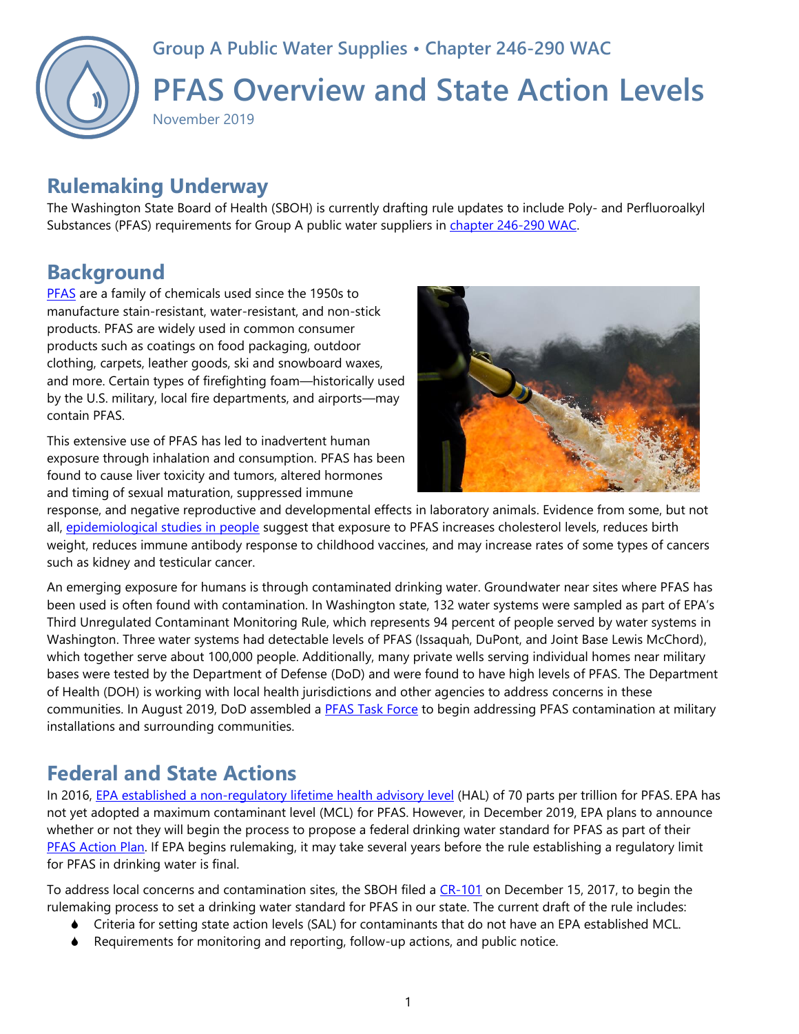Group A Public Water Supplies • Chapter 246-290 WAC

# PFAS Overview and State Action Levels

November 2019

## Rulemaking Underway

The Washington State Board of Health (SBOH) is currently drafting rule updates to include Poly- and Perfluoroalkyl Substances (PFAS) requirements for Group A public water suppliers in chapter 246-290 WAC.

## Background

PFAS are a family of chemicals used since the 1950s to manufacture stain-resistant, water-resistant, and non-stick products. PFAS are widely used in common consumer products such as coatings on food packaging, outdoor clothing, carpets, leather goods, ski and snowboard waxes, and more. Certain types of firefighting foam—historically used by the U.S. military, local fire departments, and airports—may contain PFAS.

This extensive use of PFAS has led to inadvertent human exposure through inhalation and consumption. PFAS has been found to cause liver toxicity and tumors, altered hormones and timing of sexual maturation, suppressed immune response, and negative reproductive and developmental effects in laboratory animals. Evidence from some, but not all, epidemiological studies in people suggest that exposure to PFAS increases cholesterol levels, reduces birth weight, reduces immune antibody response to childhood vaccines, and may increase rates of some types of cancers such as kidney and testicular cancer.

An emerging exposure for humans is through contaminated drinking water. Groundwater near sites where PFAS has been used is often found with contamination. In Washington state, 132 water systems were sampled as part of EPA's Third Unregulated Contaminant Monitoring Rule, which represents 94 percent of people served by water systems in Washington. Three water systems had detectable levels of PFAS (Issaquah, DuPont, and Joint Base Lewis McChord), which together serve about 100,000 people. Additionally, many private wells serving individual homes near military bases were tested by the Department of Defense (DoD) and were found to have high levels of PFAS. The Department of Health (DOH) is working with local health jurisdictions and other agencies to address concerns in these communities. In August 2019, DoD assembled a PFAS Task Force to begin addressing PFAS contamination at military installations and surrounding communities.

## Federal and State Actions

In 2016, EPA established a non-regulatory lifetime health advisory level (HAL) of 70 parts per trillion for PFAS. EPA has not yet adopted a maximum contaminant level (MCL) for PFAS. However, in December 2019, EPA plans to announce whether or not they will begin the process to propose a federal drinking water standard for PFAS as part of their PFAS Action Plan. If EPA begins rulemaking, it may take several years before the rule establishing a regulatory limit for PFAS in drinking water is final.

To address local concerns and contamination sites, the SBOH filed a CR-101 on December 15, 2017, to begin the rulemaking process to set a drinking water standard for PFAS in our state. The current draft of the rule includes:

- Criteria for setting state action levels (SAL) for contaminants that do not have an EPA established MCL.
- Requirements for monitoring and reporting, follow-up actions, and public notice.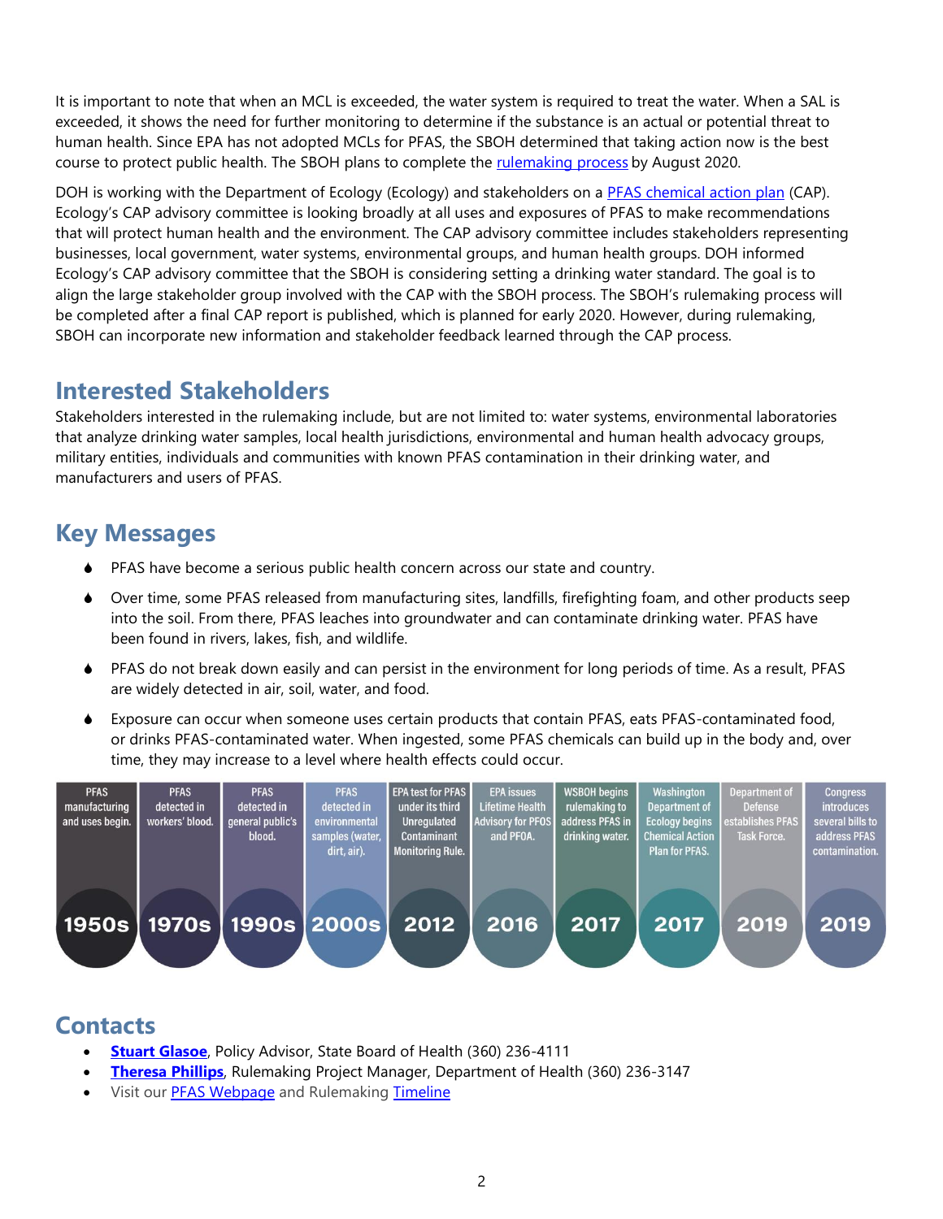It is important to note that when an MCL is exceeded, the water system is required to treat the water. When a SAL is exceeded, it shows the need for further monitoring to determine if the substance is an actual or potential threat to human health. Since EPA has not adopted MCLs for PFAS, the SBOH determined that taking action now is the best course to protect public health. The SBOH plans to complete the [rulemaking process]() by August 2020.

DOH is working with the Department of Ecology (Ecology) and stakeholders on a [PFAS chemical action plan]() (CAP). Ecology's CAP advisory committee is looking broadly at all uses and exposures of PFAS to make recommendations that will protect human health and the environment. The CAP advisory committee includes stakeholders representing businesses, local government, water systems, environmental groups, and human health groups. DOH informed Ecology's CAP advisory committee that the SBOH is considering setting a drinking water standard. The goal is to align the large stakeholder group involved with the CAP with the SBOH process. The SBOH's rulemaking process will be completed after a final CAP report is published, which is planned for early 2020. However, during rulemaking, SBOH can incorporate new information and stakeholder feedback learned through the CAP process.

## Interested Stakeholders

Stakeholders interested in the rulemaking include, but are not limited to: water systems, environmental laboratories that analyze drinking water samples, local health jurisdictions, environmental and human health advocacy groups, military entities, individuals and communities with known PFAS contamination in their drinking water, and manufacturers and users of PFAS.

## Key Messages

- PFAS have become a serious public health concern across our state and country.
- Over time, some PFAS released from manufacturing sites, landfills, firefighting foam, and other products seep into the soil. From there, PFAS leaches into groundwater and can contaminate drinking water. PFAS have been found in rivers, lakes, fish, and wildlife.
- PFAS do not break down easily and can persist in the environment for long periods of time. As a result, PFAS are widely detected in air, soil, water, and food.
- Exposure can occur when someone uses certain products that contain PFAS, eats PFAS-contaminated food, or drinks PFAS-contaminated water. When ingested, some PFAS chemicals can build up in the body and, over time, they may increase to a level where health effects could occur.

PFAS manufacturing and uses begin. 1950s

PFAS detected in workers' blood. 1970s

PFAS detected in general public's blood. 1990s

PFAS detected in environmental samples (water, dirt, air). 2000s

EPA test for PFAS under its third Unregulated Contaminant Monitoring Rule. 2012

EPA issues Lifetime Health Advisory for PFOS and PFOA. 2016

WSBOH begins rulemaking to address PFAS in drinking water. 2017

Washington Department of Ecology begins Chemical Action Plan for PFAS. 2017

Department of Defense establishes PFAS Task Force. 2019

Congress introduces several bills to address PFAS contamination. 2019

## Contacts

- **[Stuart Glasoe]()**, Policy Advisor, State Board of Health (360) 236-4111
- **[Theresa Phillips]()**, Rulemaking Project Manager, Department of Health (360) 236-3147
- Visit our [PFAS Webpage]() and Rulemaking [Timeline]()